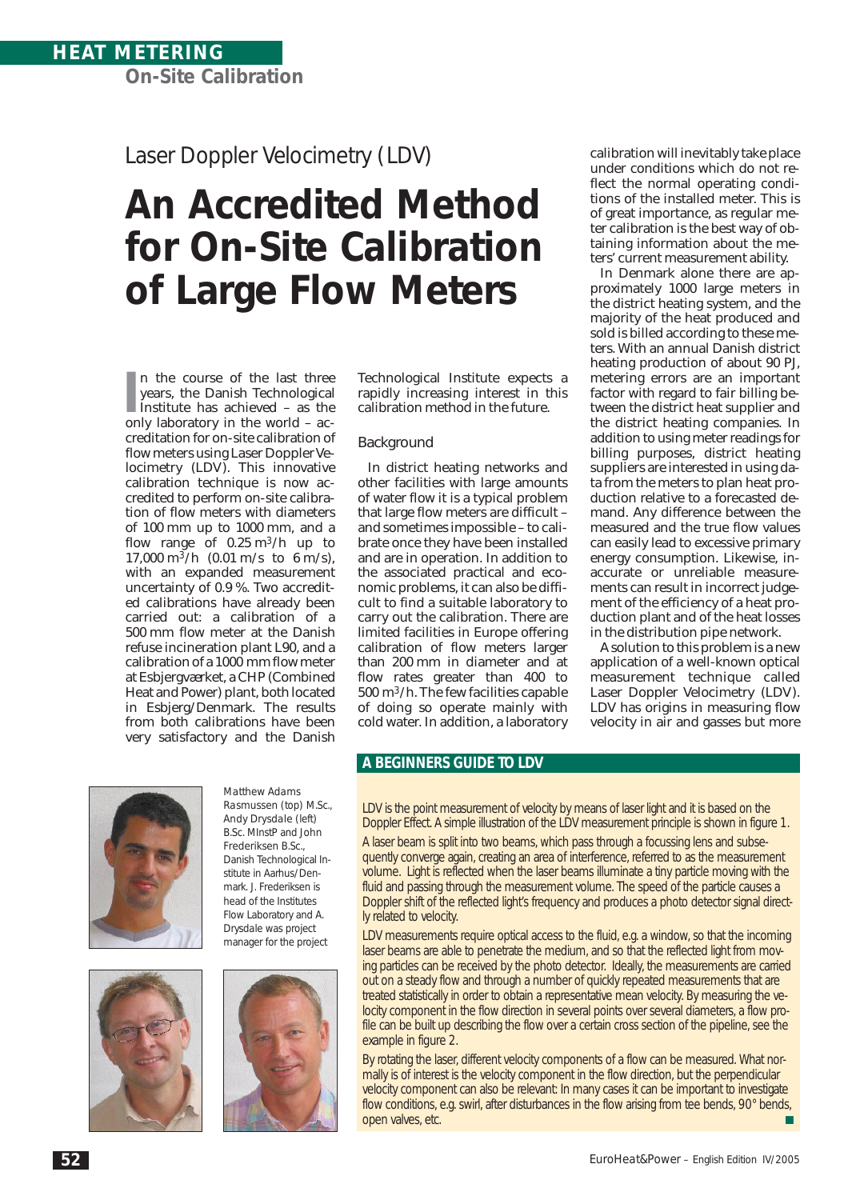# HEAT METERING

## On-Site Calibration

### Laser Doppler Velocimetry (LDV)

# An Accredited Method for On-Site Calibration of Large Flow Meters

In the course of the last three years, the Danish Technological Institute has achieved – as the only laboratory in the world – accreditation for on-site calibration of flow meters using Laser Doppler Velocimetry (LDV). This innovative calibration technique is now accredited to perform on-site calibration of flow meters with diameters of 100 mm up to 1000 mm, and a flow range of 0.25 $m^3/h$ up to 17,000 $m^3/h$ (0.01 m/s to 6 m/s), with an expanded measurement uncertainty of 0.9 %. Two accredited calibrations have already been carried out: a calibration of a 500 mm flow meter at the Danish refuse incineration plant L90, and a calibration of a 1000 mm flow meter at Esbjergværket, a CHP (Combined Heat and Power) plant, both located in Esbjerg/Denmark. The results from both calibrations have been very satisfactory and the Danish Technological Institute expects a rapidly increasing interest in this calibration method in the future.

### Background

In district heating networks and other facilities with large amounts of water flow it is a typical problem that large flow meters are difficult – and sometimes impossible – to calibrate once they have been installed and are in operation. In addition to the associated practical and economic problems, it can also be difficult to find a suitable laboratory to carry out the calibration. There are limited facilities in Europe offering calibration of flow meters larger than 200 mm in diameter and at flow rates greater than 400 to 500 $m^3/h$. The few facilities capable of doing so operate mainly with cold water. In addition, a laboratory calibration will inevitably take place under conditions which do not reflect the normal operating conditions of the installed meter. This is of great importance, as regular meter calibration is the best way of obtaining information about the meters' current measurement ability.

In Denmark alone there are approximately 1000 large meters in the district heating system, and the majority of the heat produced and sold is billed according to these meters. With an annual Danish district heating production of about 90 PJ, metering errors are an important factor with regard to fair billing between the district heat supplier and the district heating companies. In addition to using meter readings for billing purposes, district heating suppliers are interested in using data from the meters to plan heat production relative to a forecasted demand. Any difference between the measured and the true flow values can easily lead to excessive primary energy consumption. Likewise, inaccurate or unreliable measurements can result in incorrect judgement of the efficiency of a heat production plant and of the heat losses in the distribution pipe network.

A solution to this problem is a new application of a well-known optical measurement technique called Laser Doppler Velocimetry (LDV). LDV has origins in measuring flow velocity in air and gasses but more

*Matthew Adams Rasmussen (top) M.Sc., Andy Drysdale (left) B.Sc. MInstP and John Frederiksen B.Sc., Danish Technological Institute in Aarhus/Denmark. J. Frederiksen is head of the Institutes Flow Laboratory and A. Drysdale was project manager for the project*

### A BEGINNERS GUIDE TO LDV

LDV is the point measurement of velocity by means of laser light and it is based on the Doppler Effect. A simple illustration of the LDV measurement principle is shown in figure 1.

A laser beam is split into two beams, which pass through a focussing lens and subsequently converge again, creating an area of interference, referred to as the measurement volume. Light is reflected when the laser beams illuminate a tiny particle moving with the fluid and passing through the measurement volume. The speed of the particle causes a Doppler shift of the reflected light's frequency and produces a photo detector signal directly related to velocity.

LDV measurements require optical access to the fluid, e.g. a window, so that the incoming laser beams are able to penetrate the medium, and so that the reflected light from moving particles can be received by the photo detector. Ideally, the measurements are carried out on a steady flow and through a number of quickly repeated measurements that are treated statistically in order to obtain a representative mean velocity. By measuring the velocity component in the flow direction in several points over several diameters, a flow profile can be built up describing the flow over a certain cross section of the pipeline, see the example in figure 2.

By rotating the laser, different velocity components of a flow can be measured. What normally is of interest is the velocity component in the flow direction, but the perpendicular velocity component can also be relevant: In many cases it can be important to investigate flow conditions, e.g. swirl, after disturbances in the flow arising from tee bends, 90° bends, open valves, etc.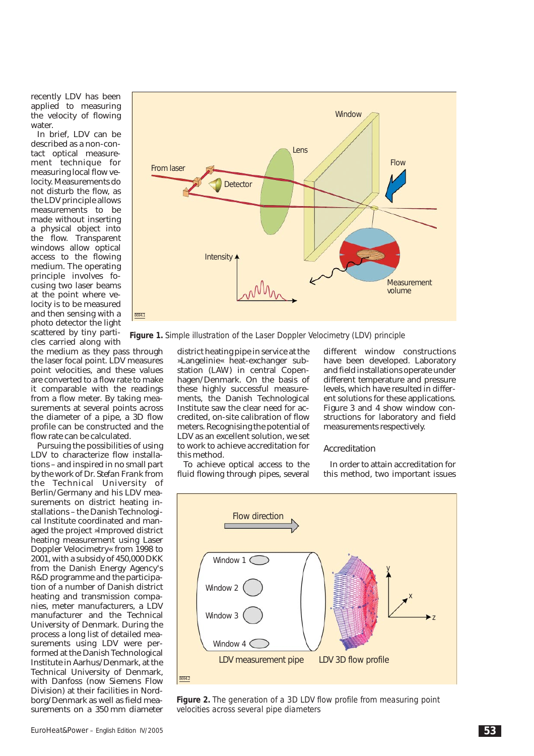recently LDV has been applied to measuring the velocity of flowing water.

In brief, LDV can be described as a non-contact optical measurement technique for measuring local flow velocity. Measurements do not disturb the flow, as the LDV principle allows measurements to be made without inserting a physical object into the flow. Transparent windows allow optical access to the flowing medium. The operating principle involves focusing two laser beams at the point where velocity is to be measured and then sensing with a photo detector the light scattered by tiny particles carried along with the medium as they pass through the laser focal point. LDV measures point velocities, and these values are converted to a flow rate to make it comparable with the readings from a flow meter. By taking measurements at several points across the diameter of a pipe, a 3D flow profile can be constructed and the flow rate can be calculated.

**Figure 1.** Simple illustration of the Laser Doppler Velocimetry (LDV) principle

Pursuing the possibilities of using LDV to characterize flow installations – and inspired in no small part by the work of Dr. Stefan Frank from the Technical University of Berlin/Germany and his LDV measurements on district heating installations – the Danish Technological Institute coordinated and managed the project »Improved district heating measurement using Laser Doppler Velocimetry« from 1998 to 2001, with a subsidy of 450,000 DKK from the Danish Energy Agency's R&D programme and the participation of a number of Danish district heating and transmission companies, meter manufacturers, a LDV manufacturer and the Technical University of Denmark. During the process a long list of detailed measurements using LDV were performed at the Danish Technological Institute in Aarhus/Denmark, at the Technical University of Denmark, with Danfoss (now Siemens Flow Division) at their facilities in Nordborg/Denmark as well as field measurements on a 350 mm diameter district heating pipe in service at the »Langelinie« heat-exchanger substation (LAW) in central Copenhagen/Denmark. On the basis of these highly successful measurements, the Danish Technological Institute saw the clear need for accredited, on-site calibration of flow meters. Recognising the potential of LDV as an excellent solution, we set to work to achieve accreditation for this method.

To achieve optical access to the fluid flowing through pipes, several different window constructions have been developed. Laboratory and field installations operate under different temperature and pressure levels, which have resulted in different solutions for these applications. Figure 3 and 4 show window constructions for laboratory and field measurements respectively.

## Accreditation

In order to attain accreditation for this method, two important issues

**Figure 2.** The generation of a 3D LDV flow profile from measuring point velocities across several pipe diameters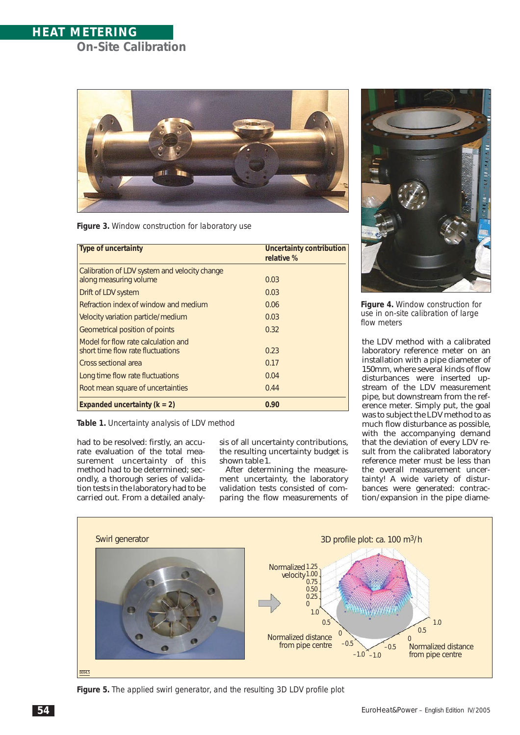Figure 3. Window construction for laboratory use

| Type of uncertainty | Uncertainty contribution relative % |
|---|---|
| Calibration of LDV system and velocity change along measuring volume | 0.03 |
| Drift of LDV system | 0.03 |
| Refraction index of window and medium | 0.06 |
| Velocity variation particle/medium | 0.03 |
| Geometrical position of points | 0.32 |
| Model for flow rate calculation and short time flow rate fluctuations | 0.23 |
| Cross sectional area | 0.17 |
| Long time flow rate fluctuations | 0.04 |
| Root mean square of uncertainties | 0.44 |
| **Expanded uncertainty (k = 2)** | **0.90** |

**Table 1.** *Uncertainty analysis of LDV method*

had to be resolved: firstly, an accurate evaluation of the total measurement uncertainty of this method had to be determined; secondly, a thorough series of validation tests in the laboratory had to be carried out. From a detailed analysis of all uncertainty contributions, the resulting uncertainty budget is shown table 1.

After determining the measurement uncertainty, the laboratory validation tests consisted of comparing the flow measurements of the LDV method with a calibrated laboratory reference meter on an installation with a pipe diameter of 150mm, where several kinds of flow disturbances were inserted upstream of the LDV measurement pipe, but downstream from the reference meter. Simply put, the goal was to subject the LDV method to as much flow disturbance as possible, with the accompanying demand that the deviation of every LDV result from the calibrated laboratory reference meter must be less than the overall measurement uncertainty! A wide variety of disturbances were generated: contraction/expansion in the pipe diame-

**Figure 4.** Window construction for use in on-site calibration of large flow meters

Swirl generator

3D profile plot: ca. 100 m³/h

**Figure 5.** The applied swirl generator, and the resulting 3D LDV profile plot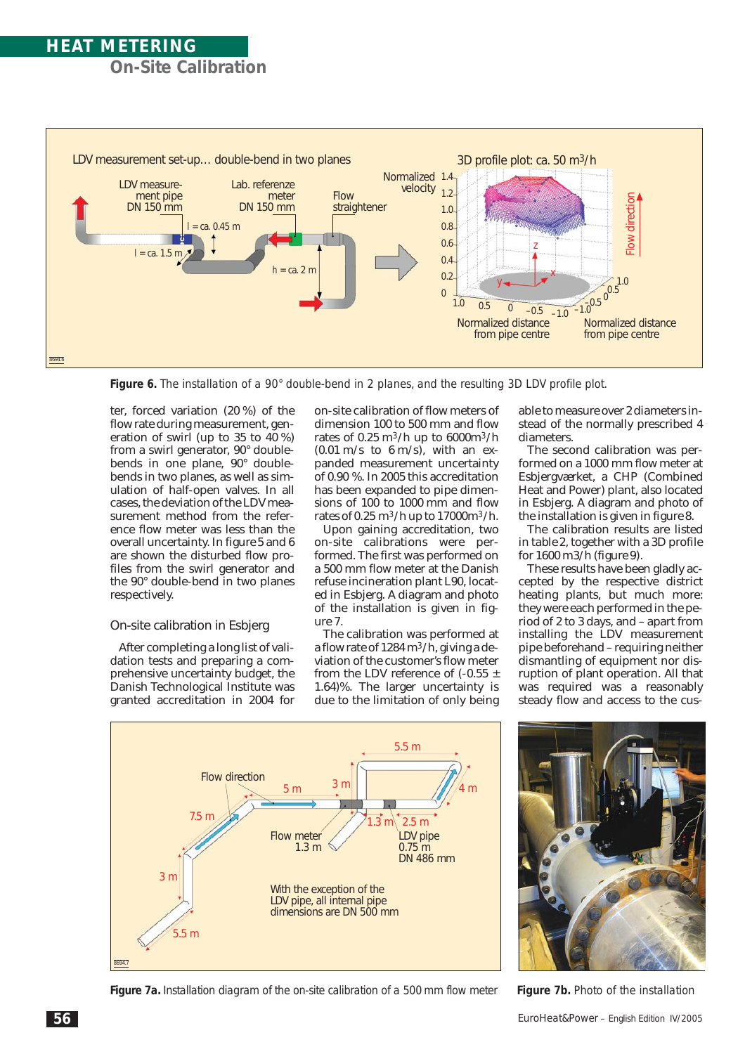# HEAT METERING

## On-Site Calibration

**Figure 6.** The installation of a 90° double-bend in 2 planes, and the resulting 3D LDV profile plot.

ter, forced variation (20 %) of the flow rate during measurement, generation of swirl (up to 35 to 40 %) from a swirl generator, 90° double-bends in one plane, 90° double-bends in two planes, as well as simulation of half-open valves. In all cases, the deviation of the LDV measurement method from the reference flow meter was less than the overall uncertainty. In figure 5 and 6 are shown the disturbed flow profiles from the swirl generator and the 90° double-bend in two planes respectively.

### On-site calibration in Esbjerg

After completing a long list of validation tests and preparing a comprehensive uncertainty budget, the Danish Technological Institute was granted accreditation in 2004 for on-site calibration of flow meters of dimension 100 to 500 mm and flow rates of 0.25 $m^3$/h up to 6000$m^3$/h (0.01 m/s to 6 m/s), with an expanded measurement uncertainty of 0.90 %. In 2005 this accreditation has been expanded to pipe dimensions of 100 to 1000 mm and flow rates of 0.25 $m^3$/h up to 17000$m^3$/h.

Upon gaining accreditation, two on-site calibrations were performed. The first was performed on a 500 mm flow meter at the Danish refuse incineration plant L90, located in Esbjerg. A diagram and photo of the installation is given in figure 7.

The calibration was performed at a flow rate of 1284 $m^3$/h, giving a deviation of the customer's flow meter from the LDV reference of (-0.55 ± 1.64)%. The larger uncertainty is due to the limitation of only being able to measure over 2 diameters instead of the normally prescribed 4 diameters.

The second calibration was performed on a 1000 mm flow meter at Esbjergværket, a CHP (Combined Heat and Power) plant, also located in Esbjerg. A diagram and photo of the installation is given in figure 8.

The calibration results are listed in table 2, together with a 3D profile for 1600 m3/h (figure 9).

These results have been gladly accepted by the respective district heating plants, but much more: they were each performed in the period of 2 to 3 days, and – apart from installing the LDV measurement pipe beforehand – requiring neither dismantling of equipment nor disruption of plant operation. All that was required was a reasonably steady flow and access to the cus-

**Figure 7a.** Installation diagram of the on-site calibration of a 500 mm flow meter

**Figure 7b.** Photo of the installation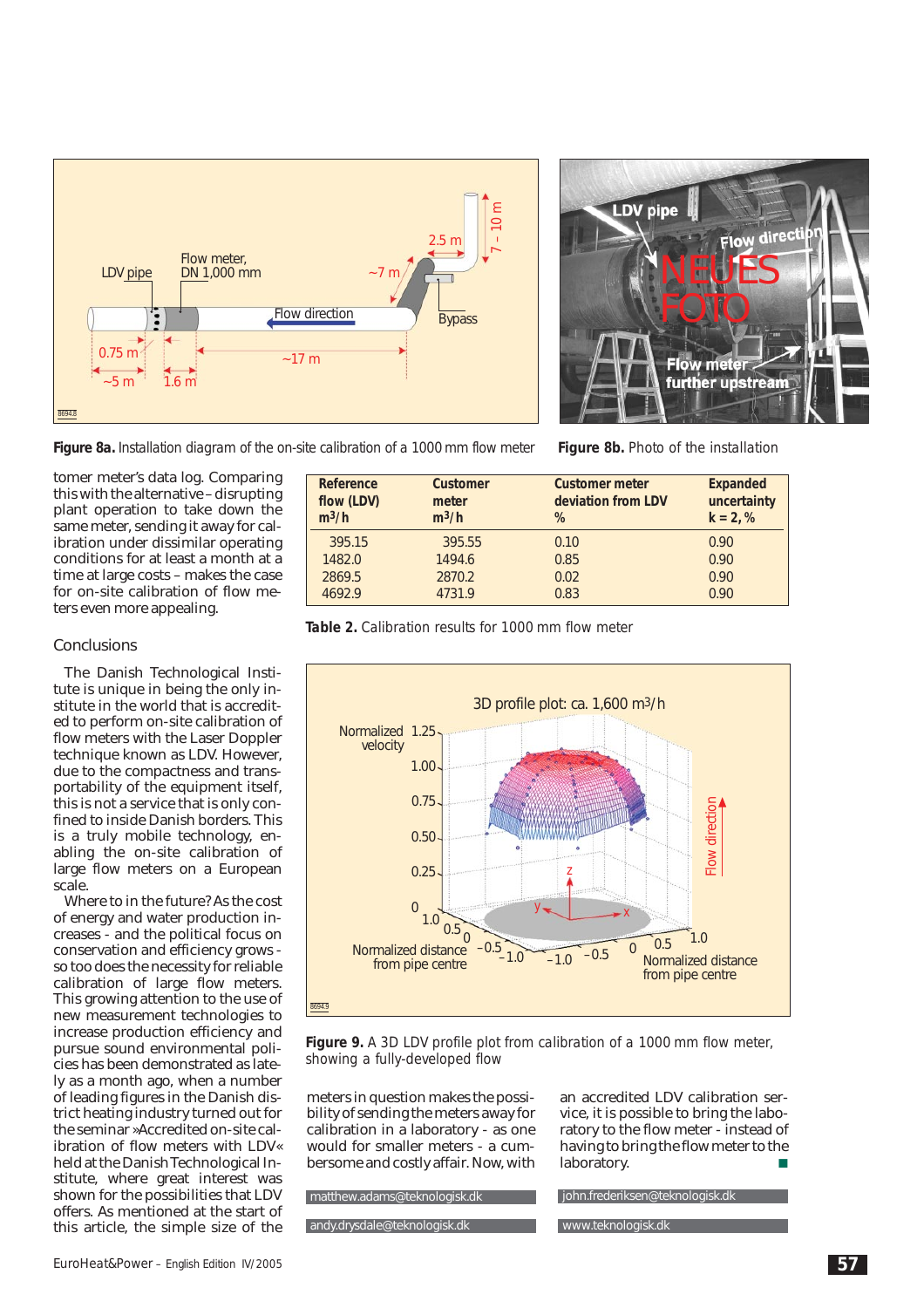Flow meter, DN 1,000 mm

LDV pipe

Flow direction

~7 m

2.5 m

7 - 10 m

Bypass

0.75 m

~5 m

1.6 m

~17 m

8694.8

**Figure 8a.** Installation diagram of the on-site calibration of a 1000 mm flow meter

LDV pipe

Flow direction

NEUES FOTO

Flow meter further upstream

**Figure 8b.** Photo of the installation

tomer meter's data log. Comparing this with the alternative – disrupting plant operation to take down the same meter, sending it away for calibration under dissimilar operating conditions for at least a month at a time at large costs – makes the case for on-site calibration of flow meters even more appealing.

| Reference flow (LDV) $m^3/h$ | Customer meter $m^3/h$ | Customer meter deviation from LDV % | Expanded uncertainty k = 2, % |
|---|---|---|---|
| 395.15 | 395.55 | 0.10 | 0.90 |
| 1482.0 | 1494.6 | 0.85 | 0.90 |
| 2869.5 | 2870.2 | 0.02 | 0.90 |
| 4692.9 | 4731.9 | 0.83 | 0.90 |

**Table 2.** Calibration results for 1000 mm flow meter

3D profile plot: ca. 1,600 $m^3/h$

Normalized velocity

1.25

1.00

0.75

0.50

0.25

0

Flow direction

Normalized distance from pipe centre

1.0 0.5 0 -0.5 -1.0

Normalized distance from pipe centre

-1.0 -0.5 0 0.5 1.0

8694.9

**Figure 9.** A 3D LDV profile plot from calibration of a 1000 mm flow meter, showing a fully-developed flow

## Conclusions

The Danish Technological Institute is unique in being the only institute in the world that is accredited to perform on-site calibration of flow meters with the Laser Doppler technique known as LDV. However, due to the compactness and transportability of the equipment itself, this is not a service that is only confined to inside Danish borders. This is a truly mobile technology, enabling the on-site calibration of large flow meters on a European scale.

Where to in the future? As the cost of energy and water production increases - and the political focus on conservation and efficiency grows - so too does the necessity for reliable calibration of large flow meters. This growing attention to the use of new measurement technologies to increase production efficiency and pursue sound environmental policies has been demonstrated as lately as a month ago, when a number of leading figures in the Danish district heating industry turned out for the seminar »Accredited on-site calibration of flow meters with LDV« held at the Danish Technological Institute, where great interest was shown for the possibilities that LDV offers. As mentioned at the start of this article, the simple size of the meters in question makes the possibility of sending the meters away for calibration in a laboratory - as one would for smaller meters - a cumbersome and costly affair. Now, with an accredited LDV calibration service, it is possible to bring the laboratory to the flow meter - instead of having to bring the flow meter to the laboratory.

matthew.adams@teknologisk.dk

andy.drysdale@teknologisk.dk

john.frederiksen@teknologisk.dk

www.teknologisk.dk